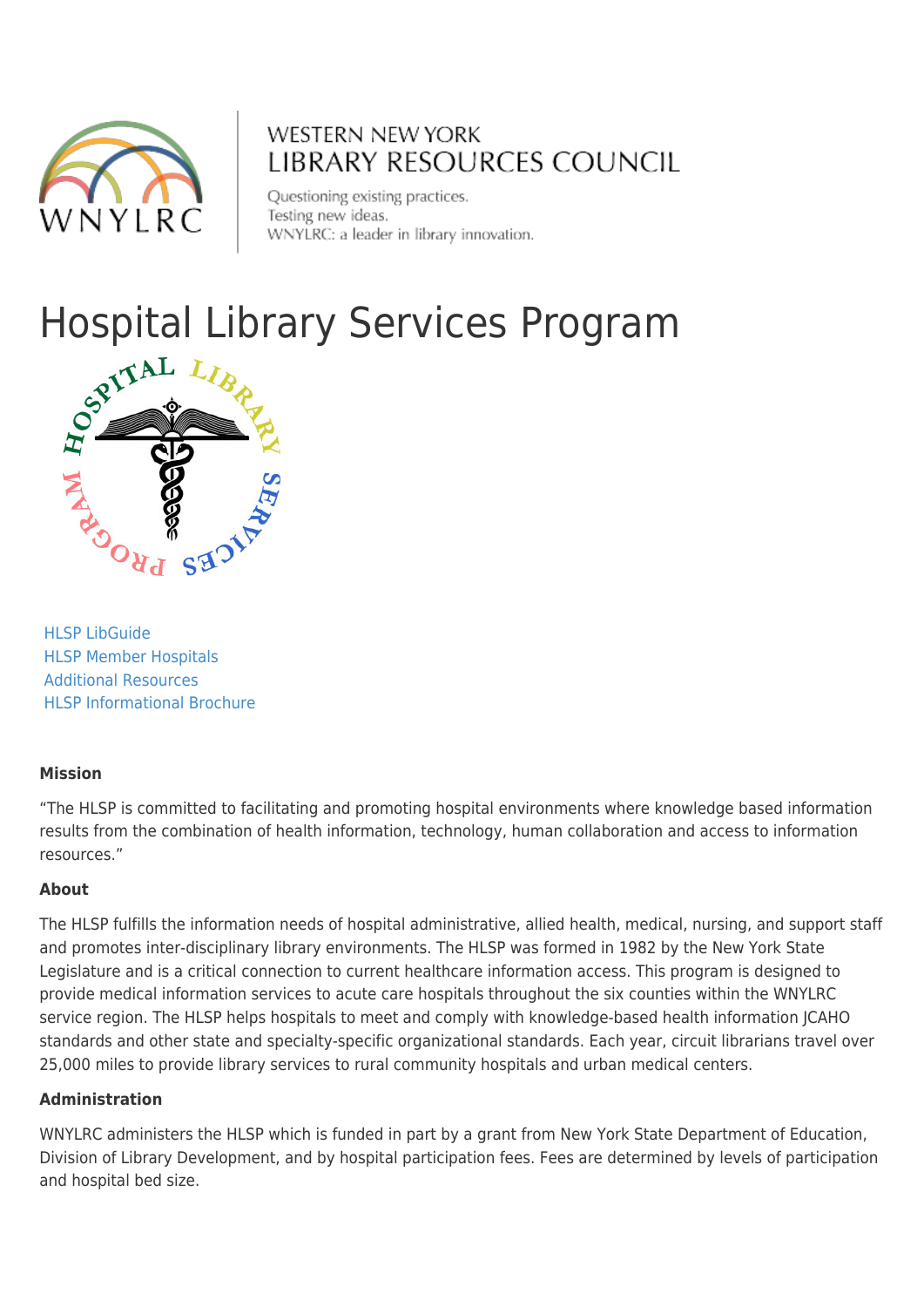WESTERN NEW YORK
LIBRARY RESOURCES COUNCIL

Questioning existing practices.
Testing new ideas.
WNYLRC: a leader in library innovation.

# Hospital Library Services Program

HLSP LibGuide
HLSP Member Hospitals
Additional Resources
HLSP Informational Brochure

**Mission**

"The HLSP is committed to facilitating and promoting hospital environments where knowledge based information results from the combination of health information, technology, human collaboration and access to information resources."

**About**

The HLSP fulfills the information needs of hospital administrative, allied health, medical, nursing, and support staff and promotes inter-disciplinary library environments. The HLSP was formed in 1982 by the New York State Legislature and is a critical connection to current healthcare information access. This program is designed to provide medical information services to acute care hospitals throughout the six counties within the WNYLRC service region. The HLSP helps hospitals to meet and comply with knowledge-based health information JCAHO standards and other state and specialty-specific organizational standards. Each year, circuit librarians travel over 25,000 miles to provide library services to rural community hospitals and urban medical centers.

**Administration**

WNYLRC administers the HLSP which is funded in part by a grant from New York State Department of Education, Division of Library Development, and by hospital participation fees. Fees are determined by levels of participation and hospital bed size.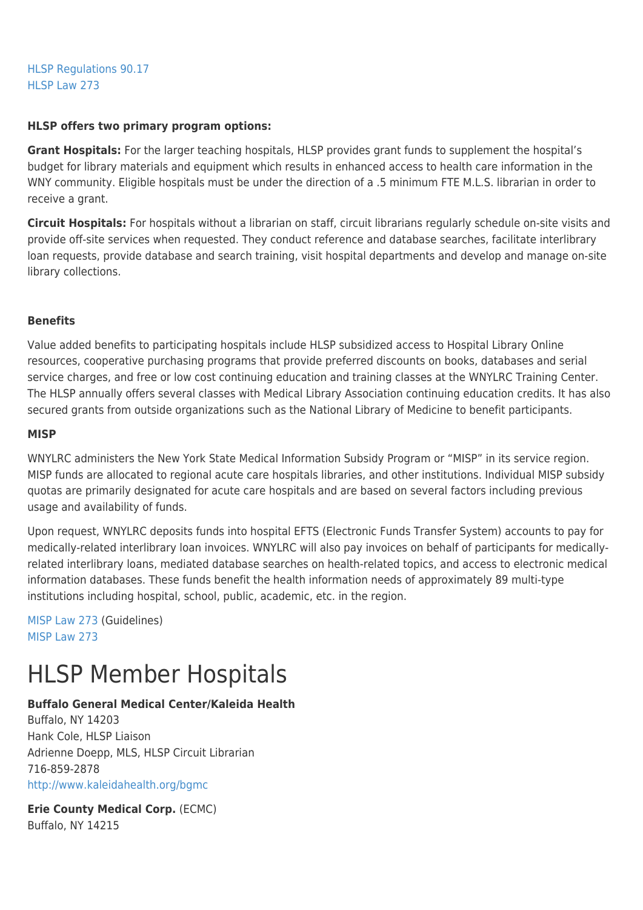HLSP Regulations 90.17
HLSP Law 273

**HLSP offers two primary program options:**

**Grant Hospitals:** For the larger teaching hospitals, HLSP provides grant funds to supplement the hospital's budget for library materials and equipment which results in enhanced access to health care information in the WNY community. Eligible hospitals must be under the direction of a .5 minimum FTE M.L.S. librarian in order to receive a grant.

**Circuit Hospitals:** For hospitals without a librarian on staff, circuit librarians regularly schedule on-site visits and provide off-site services when requested. They conduct reference and database searches, facilitate interlibrary loan requests, provide database and search training, visit hospital departments and develop and manage on-site library collections.

**Benefits**

Value added benefits to participating hospitals include HLSP subsidized access to Hospital Library Online resources, cooperative purchasing programs that provide preferred discounts on books, databases and serial service charges, and free or low cost continuing education and training classes at the WNYLRC Training Center. The HLSP annually offers several classes with Medical Library Association continuing education credits. It has also secured grants from outside organizations such as the National Library of Medicine to benefit participants.

**MISP**

WNYLRC administers the New York State Medical Information Subsidy Program or "MISP" in its service region. MISP funds are allocated to regional acute care hospitals libraries, and other institutions. Individual MISP subsidy quotas are primarily designated for acute care hospitals and are based on several factors including previous usage and availability of funds.

Upon request, WNYLRC deposits funds into hospital EFTS (Electronic Funds Transfer System) accounts to pay for medically-related interlibrary loan invoices. WNYLRC will also pay invoices on behalf of participants for medically-related interlibrary loans, mediated database searches on health-related topics, and access to electronic medical information databases. These funds benefit the health information needs of approximately 89 multi-type institutions including hospital, school, public, academic, etc. in the region.

MISP Law 273 (Guidelines)
MISP Law 273

# HLSP Member Hospitals

**Buffalo General Medical Center/Kaleida Health**
Buffalo, NY 14203
Hank Cole, HLSP Liaison
Adrienne Doepp, MLS, HLSP Circuit Librarian
716-859-2878
http://www.kaleidahealth.org/bgmc

**Erie County Medical Corp.** (ECMC)
Buffalo, NY 14215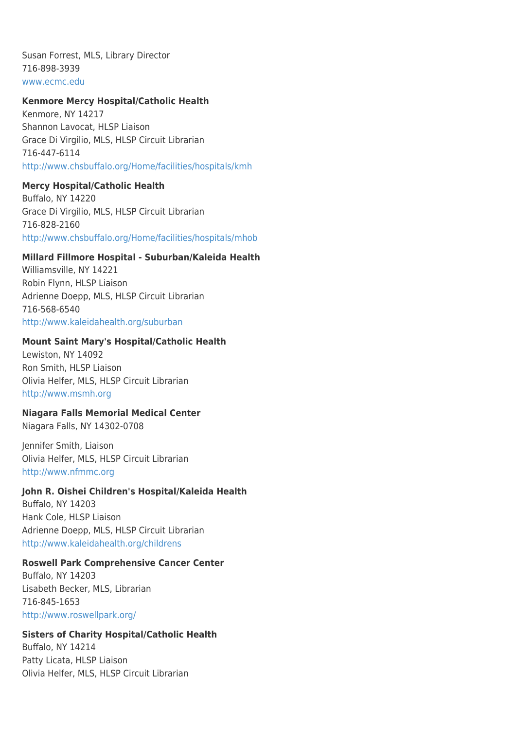Susan Forrest, MLS, Library Director
716-898-3939
www.ecmc.edu

**Kenmore Mercy Hospital/Catholic Health**
Kenmore, NY 14217
Shannon Lavocat, HLSP Liaison
Grace Di Virgilio, MLS, HLSP Circuit Librarian
716-447-6114
http://www.chsbuffalo.org/Home/facilities/hospitals/kmh

**Mercy Hospital/Catholic Health**
Buffalo, NY 14220
Grace Di Virgilio, MLS, HLSP Circuit Librarian
716-828-2160
http://www.chsbuffalo.org/Home/facilities/hospitals/mhob

**Millard Fillmore Hospital - Suburban/Kaleida Health**
Williamsville, NY 14221
Robin Flynn, HLSP Liaison
Adrienne Doepp, MLS, HLSP Circuit Librarian
716-568-6540
http://www.kaleidahealth.org/suburban

**Mount Saint Mary's Hospital/Catholic Health**
Lewiston, NY 14092
Ron Smith, HLSP Liaison
Olivia Helfer, MLS, HLSP Circuit Librarian
http://www.msmh.org

**Niagara Falls Memorial Medical Center**
Niagara Falls, NY 14302-0708

Jennifer Smith, Liaison
Olivia Helfer, MLS, HLSP Circuit Librarian
http://www.nfmmc.org

**John R. Oishei Children's Hospital/Kaleida Health**
Buffalo, NY 14203
Hank Cole, HLSP Liaison
Adrienne Doepp, MLS, HLSP Circuit Librarian
http://www.kaleidahealth.org/childrens

**Roswell Park Comprehensive Cancer Center**
Buffalo, NY 14203
Lisabeth Becker, MLS, Librarian
716-845-1653
http://www.roswellpark.org/

**Sisters of Charity Hospital/Catholic Health**
Buffalo, NY 14214
Patty Licata, HLSP Liaison
Olivia Helfer, MLS, HLSP Circuit Librarian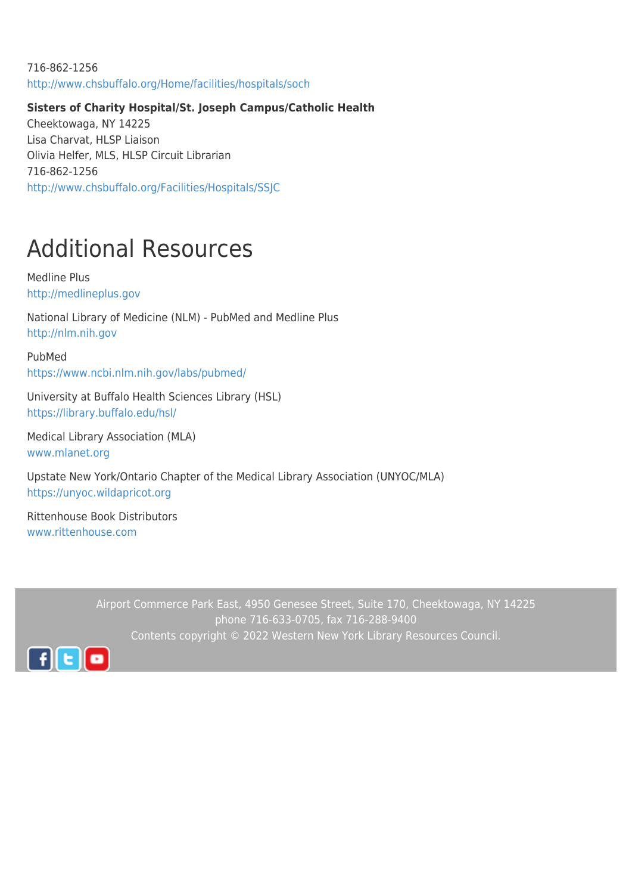716-862-1256
http://www.chsbuffalo.org/Home/facilities/hospitals/soch

**Sisters of Charity Hospital/St. Joseph Campus/Catholic Health**
Cheektowaga, NY 14225
Lisa Charvat, HLSP Liaison
Olivia Helfer, MLS, HLSP Circuit Librarian
716-862-1256
http://www.chsbuffalo.org/Facilities/Hospitals/SSJC

# Additional Resources

Medline Plus
http://medlineplus.gov

National Library of Medicine (NLM) - PubMed and Medline Plus
http://nlm.nih.gov

PubMed
https://www.ncbi.nlm.nih.gov/labs/pubmed/

University at Buffalo Health Sciences Library (HSL)
https://library.buffalo.edu/hsl/

Medical Library Association (MLA)
www.mlanet.org

Upstate New York/Ontario Chapter of the Medical Library Association (UNYOC/MLA)
https://unyoc.wildapricot.org

Rittenhouse Book Distributors
www.rittenhouse.com

Airport Commerce Park East, 4950 Genesee Street, Suite 170, Cheektowaga, NY 14225
phone 716-633-0705, fax 716-288-9400
Contents copyright © 2022 Western New York Library Resources Council.